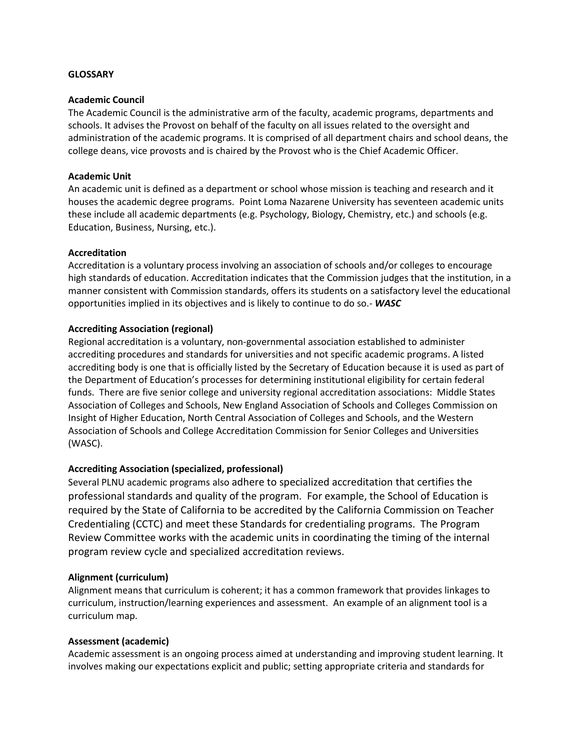# GLOSSARY

### Academic Council

The Academic Council is the administrative arm of the faculty, academic programs, departments and schools. It advises the Provost on behalf of the faculty on all issues related to the oversight and administration of the academic programs. It is comprised of all department chairs and school deans, the college deans, vice provosts and is chaired by the Provost who is the Chief Academic Officer.

### Academic Unit

An academic unit is defined as a department or school whose mission is teaching and research and it houses the academic degree programs. Point Loma Nazarene University has seventeen academic units these include all academic departments (e.g. Psychology, Biology, Chemistry, etc.) and schools (e.g. Education, Business, Nursing, etc.).

### Accreditation

Accreditation is a voluntary process involving an association of schools and/or colleges to encourage high standards of education. Accreditation indicates that the Commission judges that the institution, in a manner consistent with Commission standards, offers its students on a satisfactory level the educational opportunities implied in its objectives and is likely to continue to do so.- ***WASC***

### Accrediting Association (regional)

Regional accreditation is a voluntary, non-governmental association established to administer accrediting procedures and standards for universities and not specific academic programs. A listed accrediting body is one that is officially listed by the Secretary of Education because it is used as part of the Department of Education's processes for determining institutional eligibility for certain federal funds. There are five senior college and university regional accreditation associations: Middle States Association of Colleges and Schools, New England Association of Schools and Colleges Commission on Insight of Higher Education, North Central Association of Colleges and Schools, and the Western Association of Schools and College Accreditation Commission for Senior Colleges and Universities (WASC).

### Accrediting Association (specialized, professional)

Several PLNU academic programs also adhere to specialized accreditation that certifies the professional standards and quality of the program. For example, the School of Education is required by the State of California to be accredited by the California Commission on Teacher Credentialing (CCTC) and meet these Standards for credentialing programs. The Program Review Committee works with the academic units in coordinating the timing of the internal program review cycle and specialized accreditation reviews.

### Alignment (curriculum)

Alignment means that curriculum is coherent; it has a common framework that provides linkages to curriculum, instruction/learning experiences and assessment. An example of an alignment tool is a curriculum map.

### Assessment (academic)

Academic assessment is an ongoing process aimed at understanding and improving student learning. It involves making our expectations explicit and public; setting appropriate criteria and standards for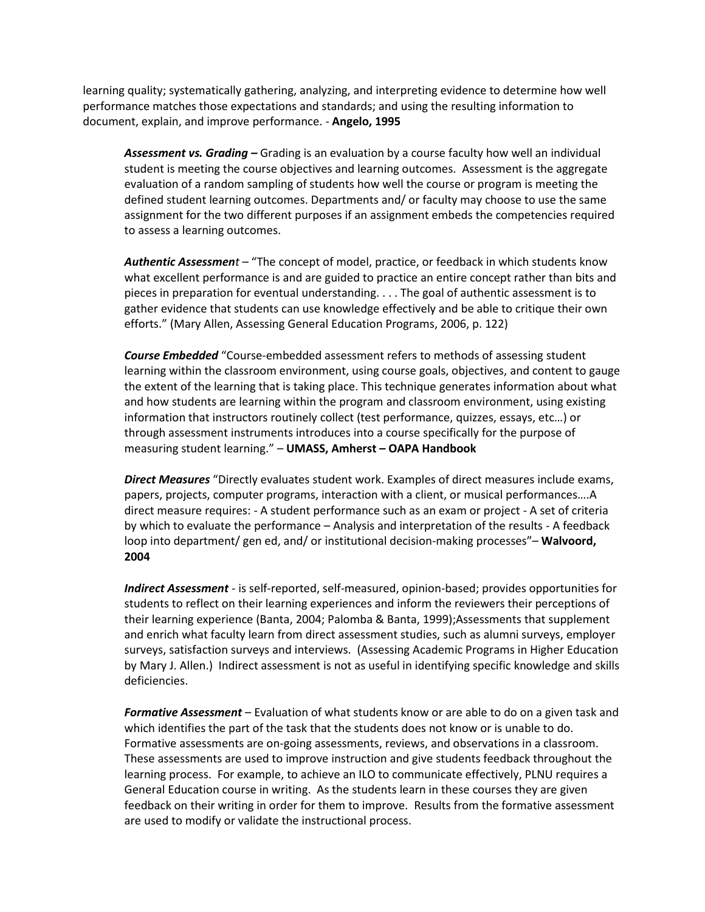learning quality; systematically gathering, analyzing, and interpreting evidence to determine how well performance matches those expectations and standards; and using the resulting information to document, explain, and improve performance. - **Angelo, 1995**

***Assessment vs. Grading –*** Grading is an evaluation by a course faculty how well an individual student is meeting the course objectives and learning outcomes. Assessment is the aggregate evaluation of a random sampling of students how well the course or program is meeting the defined student learning outcomes. Departments and/ or faculty may choose to use the same assignment for the two different purposes if an assignment embeds the competencies required to assess a learning outcomes.

***Authentic Assessment*** – "The concept of model, practice, or feedback in which students know what excellent performance is and are guided to practice an entire concept rather than bits and pieces in preparation for eventual understanding. . . . The goal of authentic assessment is to gather evidence that students can use knowledge effectively and be able to critique their own efforts." (Mary Allen, Assessing General Education Programs, 2006, p. 122)

***Course Embedded*** "Course-embedded assessment refers to methods of assessing student learning within the classroom environment, using course goals, objectives, and content to gauge the extent of the learning that is taking place. This technique generates information about what and how students are learning within the program and classroom environment, using existing information that instructors routinely collect (test performance, quizzes, essays, etc…) or through assessment instruments introduces into a course specifically for the purpose of measuring student learning." – **UMASS, Amherst – OAPA Handbook**

***Direct Measures*** "Directly evaluates student work. Examples of direct measures include exams, papers, projects, computer programs, interaction with a client, or musical performances….A direct measure requires: - A student performance such as an exam or project - A set of criteria by which to evaluate the performance – Analysis and interpretation of the results - A feedback loop into department/ gen ed, and/ or institutional decision-making processes"– **Walvoord, 2004**

***Indirect Assessment*** - is self-reported, self-measured, opinion-based; provides opportunities for students to reflect on their learning experiences and inform the reviewers their perceptions of their learning experience (Banta, 2004; Palomba & Banta, 1999);Assessments that supplement and enrich what faculty learn from direct assessment studies, such as alumni surveys, employer surveys, satisfaction surveys and interviews. (Assessing Academic Programs in Higher Education by Mary J. Allen.) Indirect assessment is not as useful in identifying specific knowledge and skills deficiencies.

***Formative Assessment*** – Evaluation of what students know or are able to do on a given task and which identifies the part of the task that the students does not know or is unable to do. Formative assessments are on-going assessments, reviews, and observations in a classroom. These assessments are used to improve instruction and give students feedback throughout the learning process. For example, to achieve an ILO to communicate effectively, PLNU requires a General Education course in writing. As the students learn in these courses they are given feedback on their writing in order for them to improve. Results from the formative assessment are used to modify or validate the instructional process.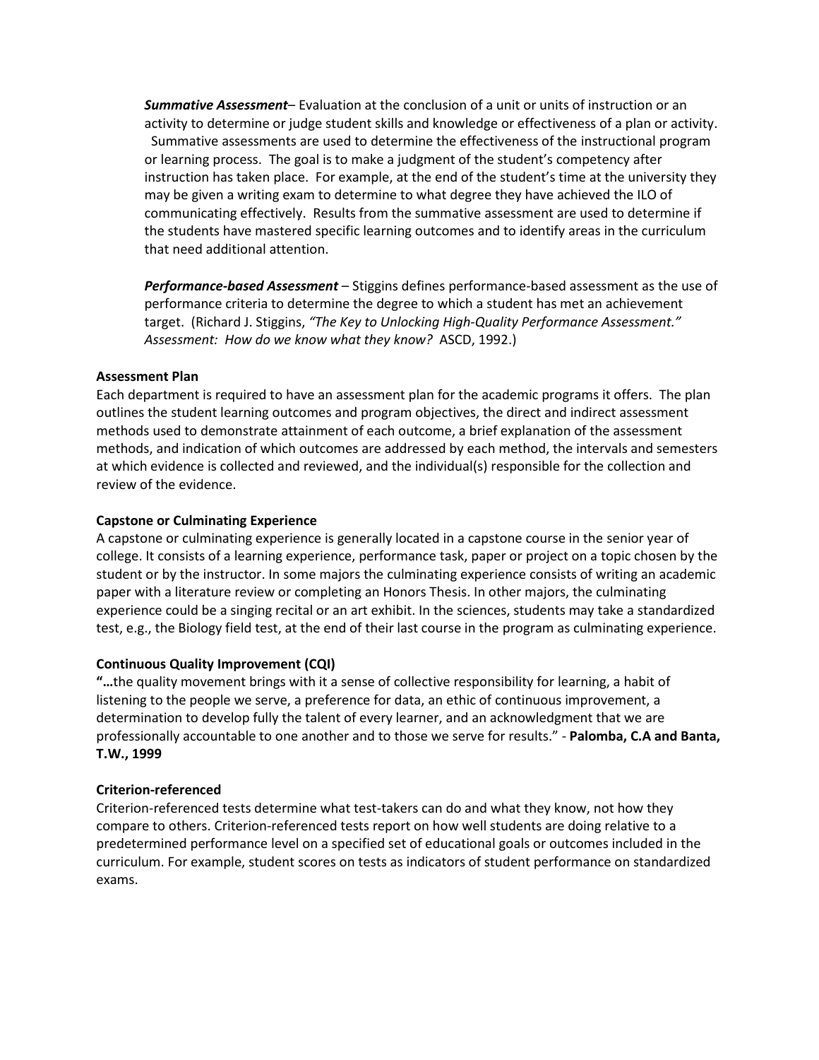***Summative Assessment***– Evaluation at the conclusion of a unit or units of instruction or an activity to determine or judge student skills and knowledge or effectiveness of a plan or activity. Summative assessments are used to determine the effectiveness of the instructional program or learning process. The goal is to make a judgment of the student's competency after instruction has taken place. For example, at the end of the student's time at the university they may be given a writing exam to determine to what degree they have achieved the ILO of communicating effectively. Results from the summative assessment are used to determine if the students have mastered specific learning outcomes and to identify areas in the curriculum that need additional attention.

***Performance-based Assessment*** – Stiggins defines performance-based assessment as the use of performance criteria to determine the degree to which a student has met an achievement target. (Richard J. Stiggins, *"The Key to Unlocking High-Quality Performance Assessment." Assessment: How do we know what they know?* ASCD, 1992.)

**Assessment Plan**

Each department is required to have an assessment plan for the academic programs it offers. The plan outlines the student learning outcomes and program objectives, the direct and indirect assessment methods used to demonstrate attainment of each outcome, a brief explanation of the assessment methods, and indication of which outcomes are addressed by each method, the intervals and semesters at which evidence is collected and reviewed, and the individual(s) responsible for the collection and review of the evidence.

**Capstone or Culminating Experience**

A capstone or culminating experience is generally located in a capstone course in the senior year of college. It consists of a learning experience, performance task, paper or project on a topic chosen by the student or by the instructor. In some majors the culminating experience consists of writing an academic paper with a literature review or completing an Honors Thesis. In other majors, the culminating experience could be a singing recital or an art exhibit. In the sciences, students may take a standardized test, e.g., the Biology field test, at the end of their last course in the program as culminating experience.

**Continuous Quality Improvement (CQI)**

**"…**the quality movement brings with it a sense of collective responsibility for learning, a habit of listening to the people we serve, a preference for data, an ethic of continuous improvement, a determination to develop fully the talent of every learner, and an acknowledgment that we are professionally accountable to one another and to those we serve for results." - **Palomba, C.A and Banta, T.W., 1999**

**Criterion-referenced**

Criterion-referenced tests determine what test-takers can do and what they know, not how they compare to others. Criterion-referenced tests report on how well students are doing relative to a predetermined performance level on a specified set of educational goals or outcomes included in the curriculum. For example, student scores on tests as indicators of student performance on standardized exams.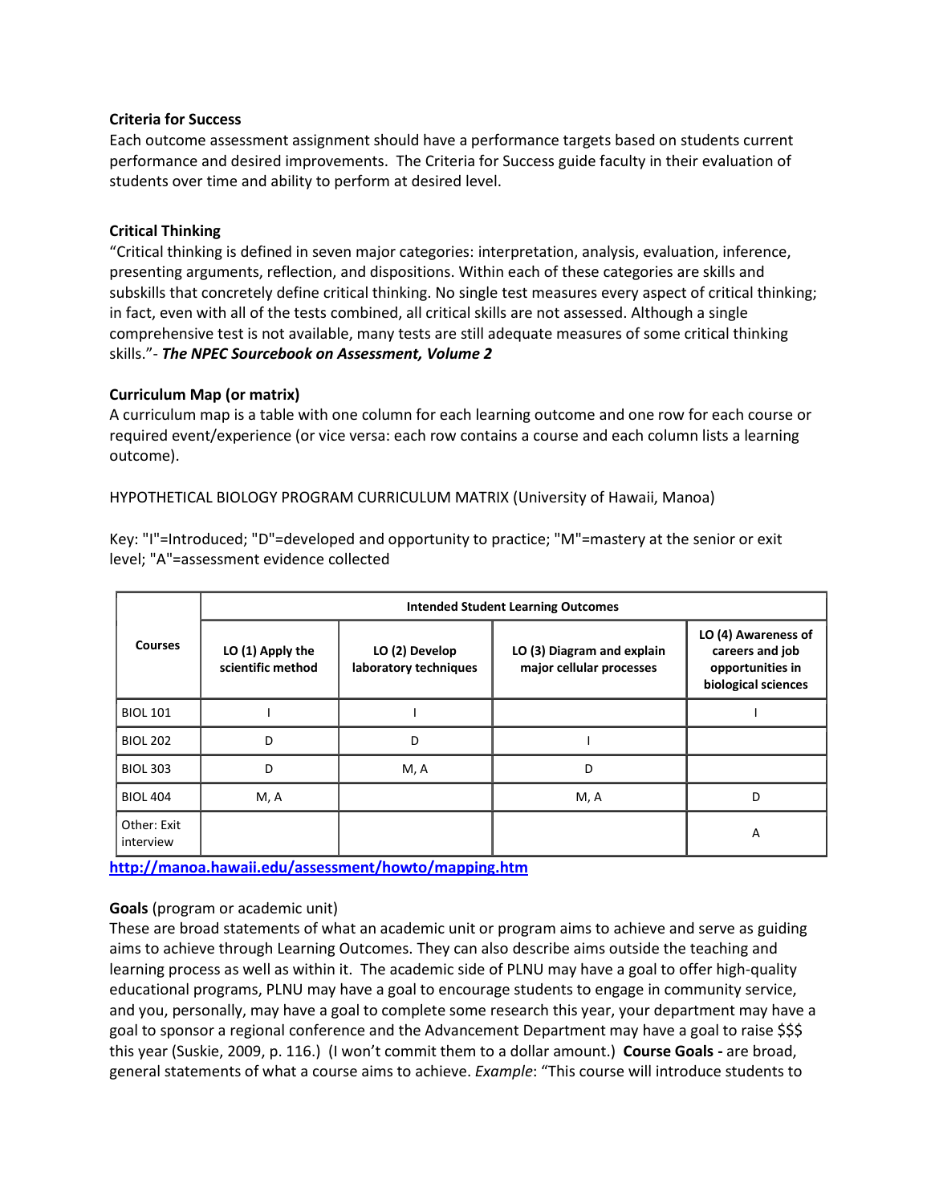**Criteria for Success**

Each outcome assessment assignment should have a performance targets based on students current performance and desired improvements. The Criteria for Success guide faculty in their evaluation of students over time and ability to perform at desired level.

**Critical Thinking**

"Critical thinking is defined in seven major categories: interpretation, analysis, evaluation, inference, presenting arguments, reflection, and dispositions. Within each of these categories are skills and subskills that concretely define critical thinking. No single test measures every aspect of critical thinking; in fact, even with all of the tests combined, all critical skills are not assessed. Although a single comprehensive test is not available, many tests are still adequate measures of some critical thinking skills."- ***The NPEC Sourcebook on Assessment, Volume 2***

**Curriculum Map (or matrix)**

A curriculum map is a table with one column for each learning outcome and one row for each course or required event/experience (or vice versa: each row contains a course and each column lists a learning outcome).

HYPOTHETICAL BIOLOGY PROGRAM CURRICULUM MATRIX (University of Hawaii, Manoa)

Key: "I"=Introduced; "D"=developed and opportunity to practice; "M"=mastery at the senior or exit level; "A"=assessment evidence collected

| Courses | Intended Student Learning Outcomes | | | |
|---|---|---|---|---|
| | **LO (1) Apply the scientific method** | **LO (2) Develop laboratory techniques** | **LO (3) Diagram and explain major cellular processes** | **LO (4) Awareness of careers and job opportunities in biological sciences** |
| BIOL 101 | I | I | | I |
| BIOL 202 | D | D | I | |
| BIOL 303 | D | M, A | D | |
| BIOL 404 | M, A | | M, A | D |
| Other: Exit interview | | | | A |

http://manoa.hawaii.edu/assessment/howto/mapping.htm

**Goals** (program or academic unit)

These are broad statements of what an academic unit or program aims to achieve and serve as guiding aims to achieve through Learning Outcomes. They can also describe aims outside the teaching and learning process as well as within it. The academic side of PLNU may have a goal to offer high-quality educational programs, PLNU may have a goal to encourage students to engage in community service, and you, personally, may have a goal to complete some research this year, your department may have a goal to sponsor a regional conference and the Advancement Department may have a goal to raise $$$ this year (Suskie, 2009, p. 116.) (I won't commit them to a dollar amount.) **Course Goals -** are broad, general statements of what a course aims to achieve. *Example*: "This course will introduce students to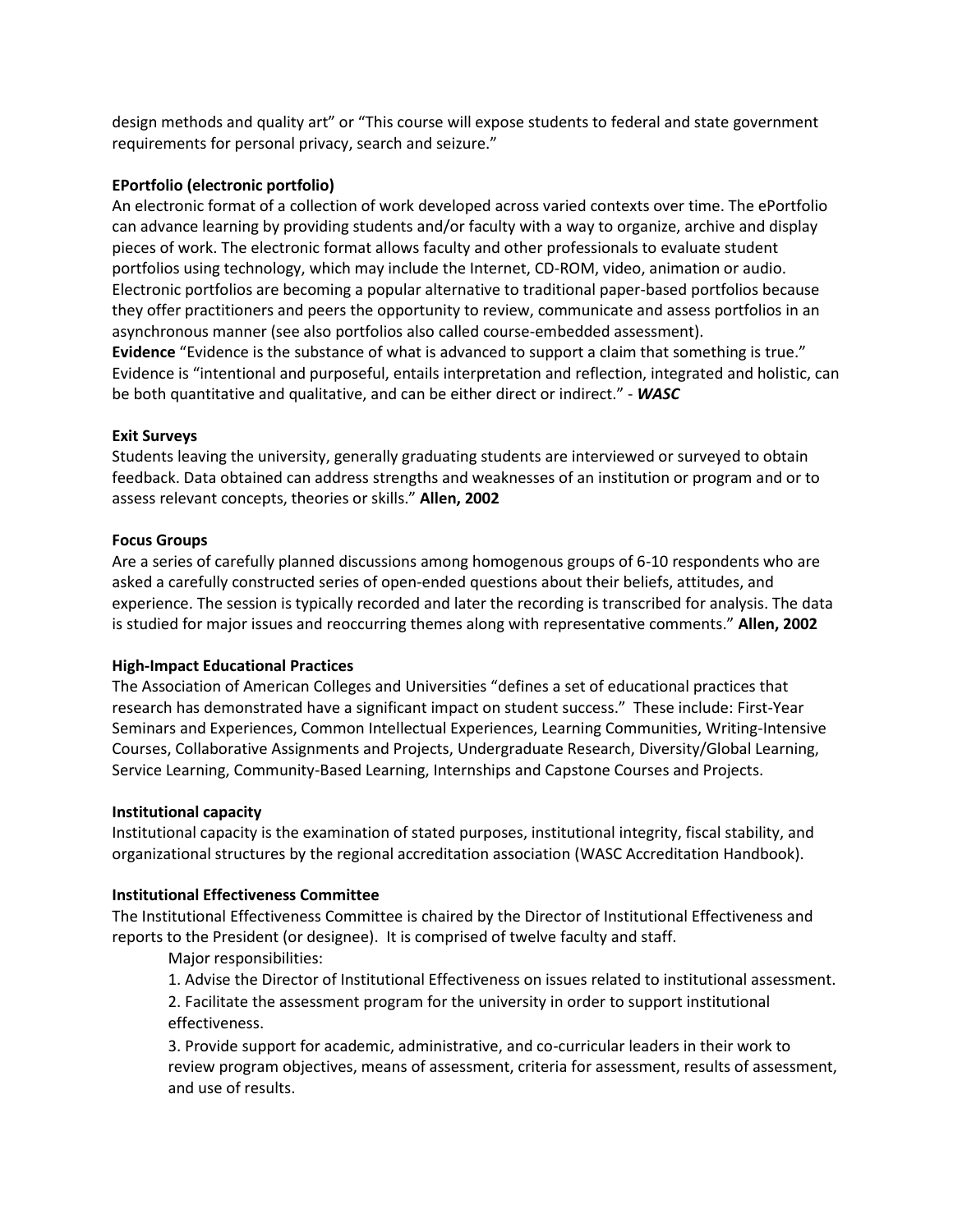design methods and quality art" or "This course will expose students to federal and state government requirements for personal privacy, search and seizure."

**EPortfolio (electronic portfolio)**
An electronic format of a collection of work developed across varied contexts over time. The ePortfolio can advance learning by providing students and/or faculty with a way to organize, archive and display pieces of work. The electronic format allows faculty and other professionals to evaluate student portfolios using technology, which may include the Internet, CD-ROM, video, animation or audio. Electronic portfolios are becoming a popular alternative to traditional paper-based portfolios because they offer practitioners and peers the opportunity to review, communicate and assess portfolios in an asynchronous manner (see also portfolios also called course-embedded assessment).
**Evidence** "Evidence is the substance of what is advanced to support a claim that something is true." Evidence is "intentional and purposeful, entails interpretation and reflection, integrated and holistic, can be both quantitative and qualitative, and can be either direct or indirect." - ***WASC***

**Exit Surveys**
Students leaving the university, generally graduating students are interviewed or surveyed to obtain feedback. Data obtained can address strengths and weaknesses of an institution or program and or to assess relevant concepts, theories or skills." **Allen, 2002**

**Focus Groups**
Are a series of carefully planned discussions among homogenous groups of 6-10 respondents who are asked a carefully constructed series of open-ended questions about their beliefs, attitudes, and experience. The session is typically recorded and later the recording is transcribed for analysis. The data is studied for major issues and reoccurring themes along with representative comments." **Allen, 2002**

**High-Impact Educational Practices**
The Association of American Colleges and Universities "defines a set of educational practices that research has demonstrated have a significant impact on student success." These include: First-Year Seminars and Experiences, Common Intellectual Experiences, Learning Communities, Writing-Intensive Courses, Collaborative Assignments and Projects, Undergraduate Research, Diversity/Global Learning, Service Learning, Community-Based Learning, Internships and Capstone Courses and Projects.

**Institutional capacity**
Institutional capacity is the examination of stated purposes, institutional integrity, fiscal stability, and organizational structures by the regional accreditation association (WASC Accreditation Handbook).

**Institutional Effectiveness Committee**
The Institutional Effectiveness Committee is chaired by the Director of Institutional Effectiveness and reports to the President (or designee). It is comprised of twelve faculty and staff.

Major responsibilities:

1. Advise the Director of Institutional Effectiveness on issues related to institutional assessment.
2. Facilitate the assessment program for the university in order to support institutional effectiveness.
3. Provide support for academic, administrative, and co-curricular leaders in their work to review program objectives, means of assessment, criteria for assessment, results of assessment, and use of results.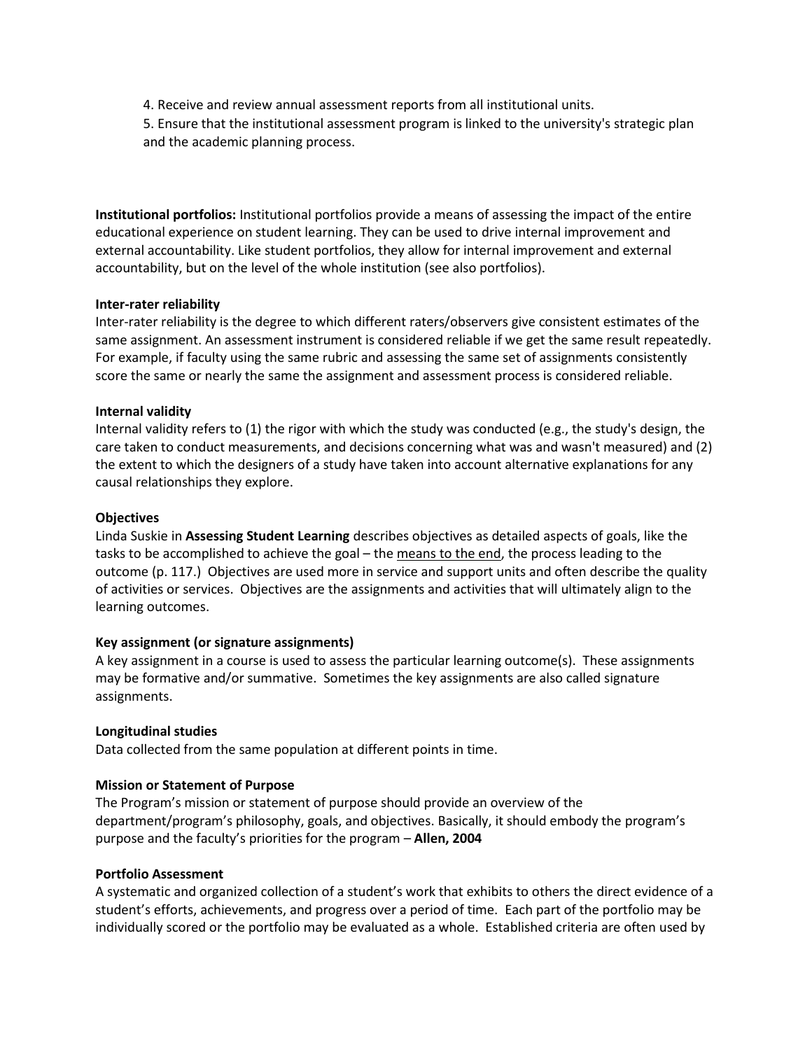4. Receive and review annual assessment reports from all institutional units.
5. Ensure that the institutional assessment program is linked to the university's strategic plan and the academic planning process.

**Institutional portfolios:** Institutional portfolios provide a means of assessing the impact of the entire educational experience on student learning. They can be used to drive internal improvement and external accountability. Like student portfolios, they allow for internal improvement and external accountability, but on the level of the whole institution (see also portfolios).

**Inter-rater reliability**

Inter-rater reliability is the degree to which different raters/observers give consistent estimates of the same assignment. An assessment instrument is considered reliable if we get the same result repeatedly. For example, if faculty using the same rubric and assessing the same set of assignments consistently score the same or nearly the same the assignment and assessment process is considered reliable.

**Internal validity**

Internal validity refers to (1) the rigor with which the study was conducted (e.g., the study's design, the care taken to conduct measurements, and decisions concerning what was and wasn't measured) and (2) the extent to which the designers of a study have taken into account alternative explanations for any causal relationships they explore.

**Objectives**

Linda Suskie in **Assessing Student Learning** describes objectives as detailed aspects of goals, like the tasks to be accomplished to achieve the goal – the <u>means to the end</u>, the process leading to the outcome (p. 117.) Objectives are used more in service and support units and often describe the quality of activities or services. Objectives are the assignments and activities that will ultimately align to the learning outcomes.

**Key assignment (or signature assignments)**

A key assignment in a course is used to assess the particular learning outcome(s). These assignments may be formative and/or summative. Sometimes the key assignments are also called signature assignments.

**Longitudinal studies**

Data collected from the same population at different points in time.

**Mission or Statement of Purpose**

The Program's mission or statement of purpose should provide an overview of the department/program's philosophy, goals, and objectives. Basically, it should embody the program's purpose and the faculty's priorities for the program – **Allen, 2004**

**Portfolio Assessment**

A systematic and organized collection of a student's work that exhibits to others the direct evidence of a student's efforts, achievements, and progress over a period of time. Each part of the portfolio may be individually scored or the portfolio may be evaluated as a whole. Established criteria are often used by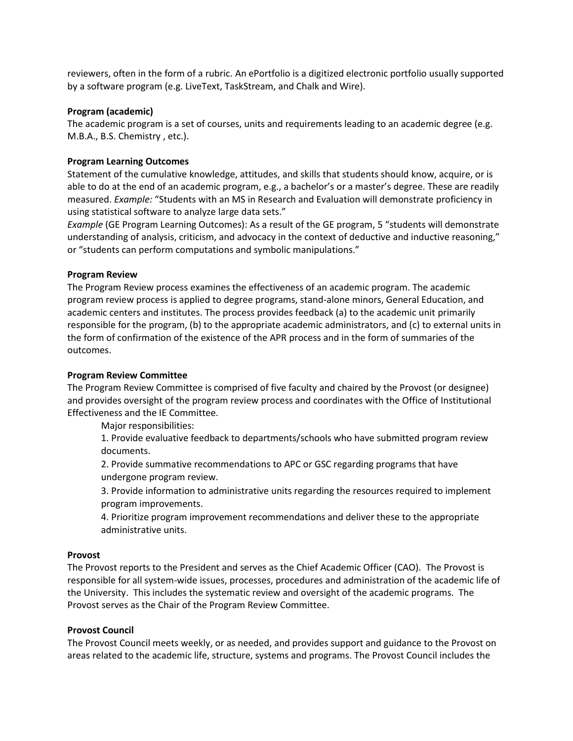reviewers, often in the form of a rubric. An ePortfolio is a digitized electronic portfolio usually supported by a software program (e.g. LiveText, TaskStream, and Chalk and Wire).

**Program (academic)**

The academic program is a set of courses, units and requirements leading to an academic degree (e.g. M.B.A., B.S. Chemistry , etc.).

**Program Learning Outcomes**

Statement of the cumulative knowledge, attitudes, and skills that students should know, acquire, or is able to do at the end of an academic program, e.g., a bachelor's or a master's degree. These are readily measured. *Example:* "Students with an MS in Research and Evaluation will demonstrate proficiency in using statistical software to analyze large data sets."

*Example* (GE Program Learning Outcomes): As a result of the GE program, 5 "students will demonstrate understanding of analysis, criticism, and advocacy in the context of deductive and inductive reasoning," or "students can perform computations and symbolic manipulations."

**Program Review**

The Program Review process examines the effectiveness of an academic program. The academic program review process is applied to degree programs, stand-alone minors, General Education, and academic centers and institutes. The process provides feedback (a) to the academic unit primarily responsible for the program, (b) to the appropriate academic administrators, and (c) to external units in the form of confirmation of the existence of the APR process and in the form of summaries of the outcomes.

**Program Review Committee**

The Program Review Committee is comprised of five faculty and chaired by the Provost (or designee) and provides oversight of the program review process and coordinates with the Office of Institutional Effectiveness and the IE Committee.

Major responsibilities:

1. Provide evaluative feedback to departments/schools who have submitted program review documents.
2. Provide summative recommendations to APC or GSC regarding programs that have undergone program review.
3. Provide information to administrative units regarding the resources required to implement program improvements.
4. Prioritize program improvement recommendations and deliver these to the appropriate administrative units.

**Provost**

The Provost reports to the President and serves as the Chief Academic Officer (CAO). The Provost is responsible for all system-wide issues, processes, procedures and administration of the academic life of the University. This includes the systematic review and oversight of the academic programs. The Provost serves as the Chair of the Program Review Committee.

**Provost Council**

The Provost Council meets weekly, or as needed, and provides support and guidance to the Provost on areas related to the academic life, structure, systems and programs. The Provost Council includes the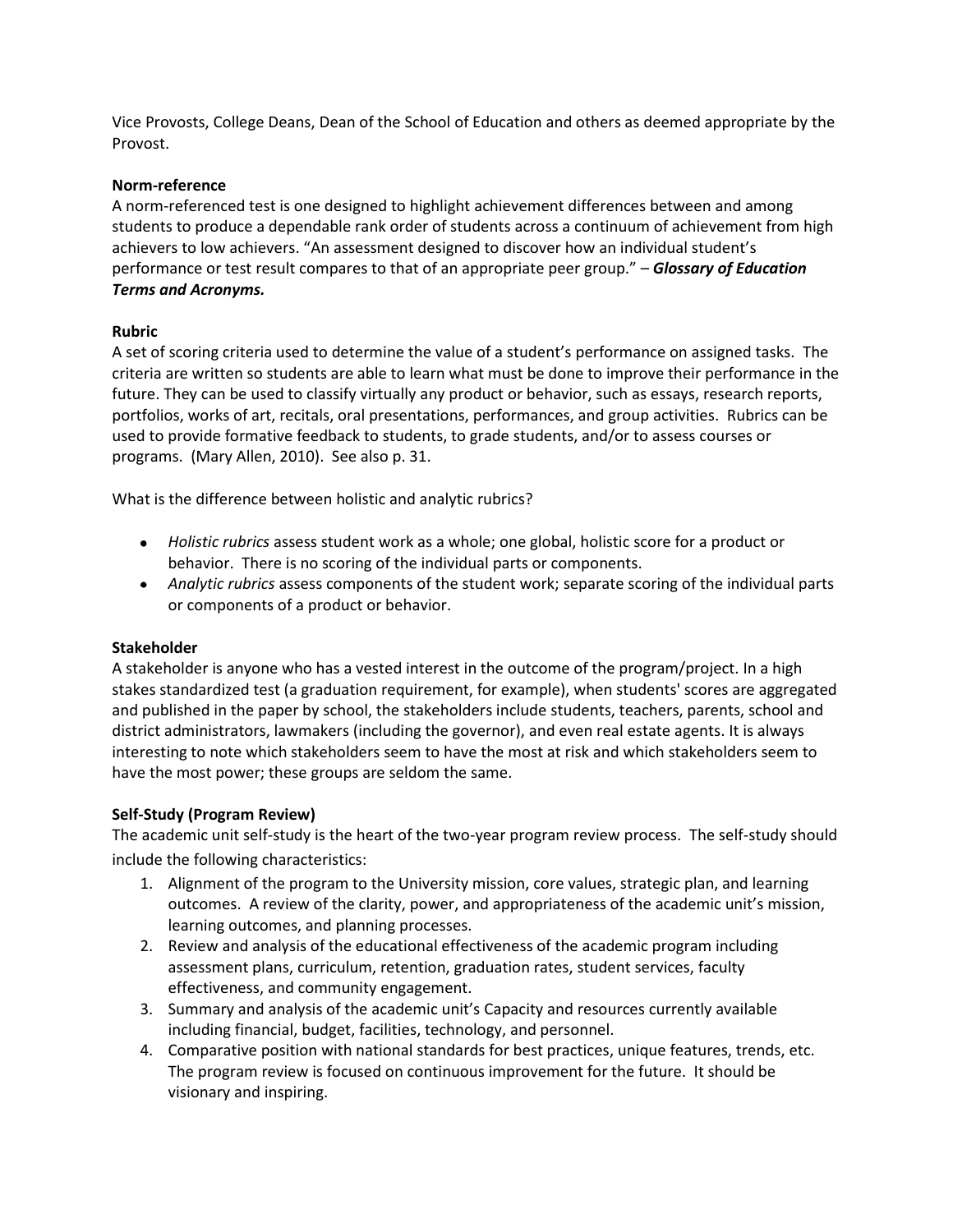Vice Provosts, College Deans, Dean of the School of Education and others as deemed appropriate by the Provost.

**Norm-reference**

A norm-referenced test is one designed to highlight achievement differences between and among students to produce a dependable rank order of students across a continuum of achievement from high achievers to low achievers. "An assessment designed to discover how an individual student's performance or test result compares to that of an appropriate peer group." – ***Glossary of Education Terms and Acronyms.***

**Rubric**

A set of scoring criteria used to determine the value of a student's performance on assigned tasks. The criteria are written so students are able to learn what must be done to improve their performance in the future. They can be used to classify virtually any product or behavior, such as essays, research reports, portfolios, works of art, recitals, oral presentations, performances, and group activities. Rubrics can be used to provide formative feedback to students, to grade students, and/or to assess courses or programs. (Mary Allen, 2010). See also p. 31.

What is the difference between holistic and analytic rubrics?

- *Holistic rubrics* assess student work as a whole; one global, holistic score for a product or behavior. There is no scoring of the individual parts or components.
- *Analytic rubrics* assess components of the student work; separate scoring of the individual parts or components of a product or behavior.

**Stakeholder**

A stakeholder is anyone who has a vested interest in the outcome of the program/project. In a high stakes standardized test (a graduation requirement, for example), when students' scores are aggregated and published in the paper by school, the stakeholders include students, teachers, parents, school and district administrators, lawmakers (including the governor), and even real estate agents. It is always interesting to note which stakeholders seem to have the most at risk and which stakeholders seem to have the most power; these groups are seldom the same.

**Self-Study (Program Review)**

The academic unit self-study is the heart of the two-year program review process. The self-study should include the following characteristics:

1. Alignment of the program to the University mission, core values, strategic plan, and learning outcomes. A review of the clarity, power, and appropriateness of the academic unit's mission, learning outcomes, and planning processes.
2. Review and analysis of the educational effectiveness of the academic program including assessment plans, curriculum, retention, graduation rates, student services, faculty effectiveness, and community engagement.
3. Summary and analysis of the academic unit's Capacity and resources currently available including financial, budget, facilities, technology, and personnel.
4. Comparative position with national standards for best practices, unique features, trends, etc. The program review is focused on continuous improvement for the future. It should be visionary and inspiring.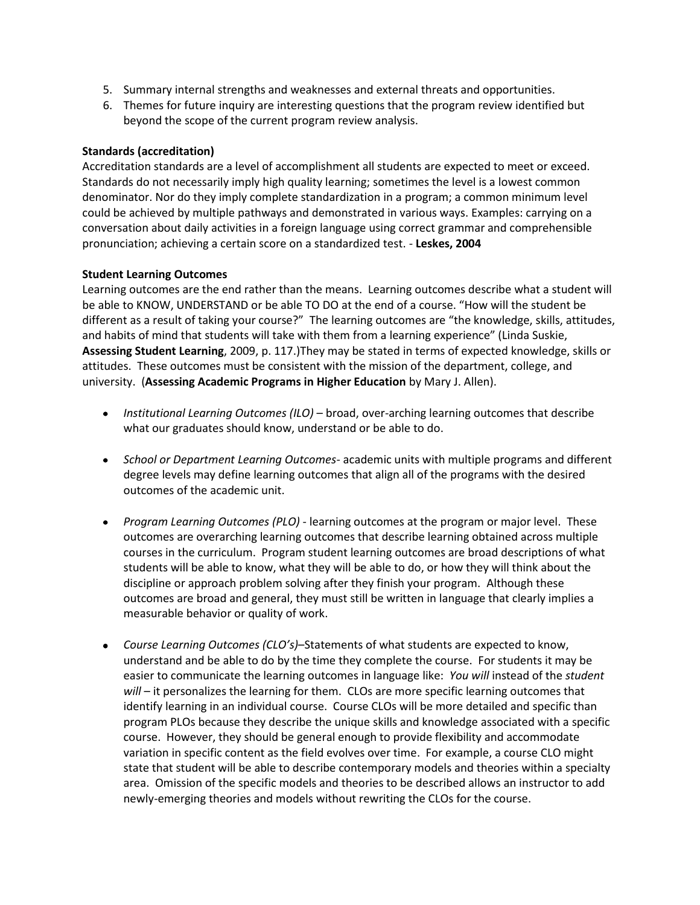5. Summary internal strengths and weaknesses and external threats and opportunities.
6. Themes for future inquiry are interesting questions that the program review identified but beyond the scope of the current program review analysis.

**Standards (accreditation)**

Accreditation standards are a level of accomplishment all students are expected to meet or exceed. Standards do not necessarily imply high quality learning; sometimes the level is a lowest common denominator. Nor do they imply complete standardization in a program; a common minimum level could be achieved by multiple pathways and demonstrated in various ways. Examples: carrying on a conversation about daily activities in a foreign language using correct grammar and comprehensible pronunciation; achieving a certain score on a standardized test. - **Leskes, 2004**

**Student Learning Outcomes**

Learning outcomes are the end rather than the means. Learning outcomes describe what a student will be able to KNOW, UNDERSTAND or be able TO DO at the end of a course. "How will the student be different as a result of taking your course?" The learning outcomes are "the knowledge, skills, attitudes, and habits of mind that students will take with them from a learning experience" (Linda Suskie, **Assessing Student Learning**, 2009, p. 117.)They may be stated in terms of expected knowledge, skills or attitudes. These outcomes must be consistent with the mission of the department, college, and university. (**Assessing Academic Programs in Higher Education** by Mary J. Allen).

- *Institutional Learning Outcomes (ILO)* – broad, over-arching learning outcomes that describe what our graduates should know, understand or be able to do.

- *School or Department Learning Outcomes*- academic units with multiple programs and different degree levels may define learning outcomes that align all of the programs with the desired outcomes of the academic unit.

- *Program Learning Outcomes (PLO)* - learning outcomes at the program or major level. These outcomes are overarching learning outcomes that describe learning obtained across multiple courses in the curriculum. Program student learning outcomes are broad descriptions of what students will be able to know, what they will be able to do, or how they will think about the discipline or approach problem solving after they finish your program. Although these outcomes are broad and general, they must still be written in language that clearly implies a measurable behavior or quality of work.

- *Course Learning Outcomes (CLO's)*–Statements of what students are expected to know, understand and be able to do by the time they complete the course. For students it may be easier to communicate the learning outcomes in language like: *You will* instead of the *student will* – it personalizes the learning for them. CLOs are more specific learning outcomes that identify learning in an individual course. Course CLOs will be more detailed and specific than program PLOs because they describe the unique skills and knowledge associated with a specific course. However, they should be general enough to provide flexibility and accommodate variation in specific content as the field evolves over time. For example, a course CLO might state that student will be able to describe contemporary models and theories within a specialty area. Omission of the specific models and theories to be described allows an instructor to add newly-emerging theories and models without rewriting the CLOs for the course.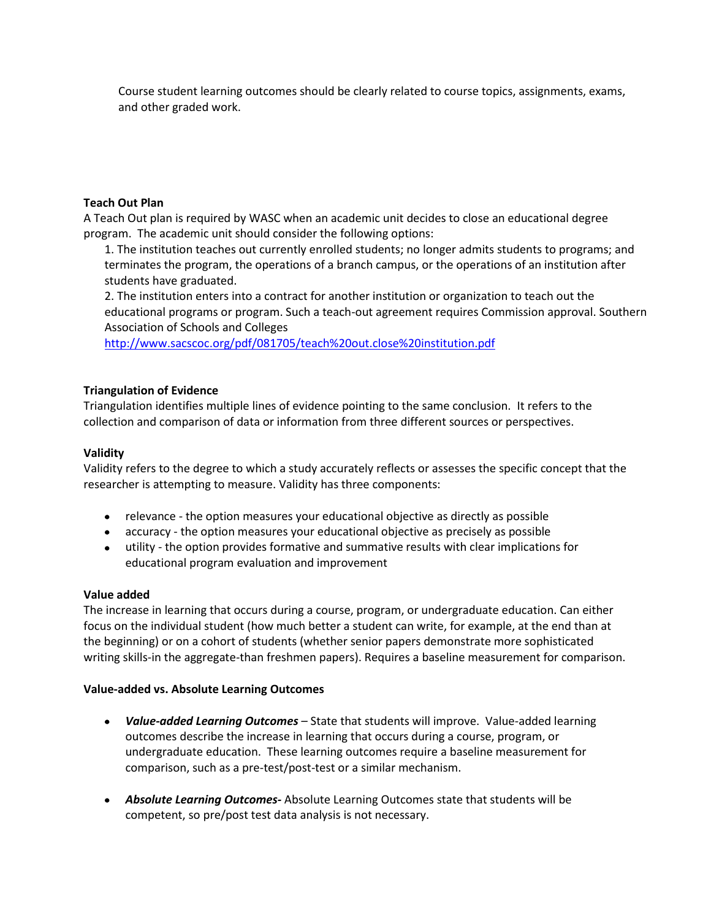Course student learning outcomes should be clearly related to course topics, assignments, exams, and other graded work.

**Teach Out Plan**

A Teach Out plan is required by WASC when an academic unit decides to close an educational degree program. The academic unit should consider the following options:

1. The institution teaches out currently enrolled students; no longer admits students to programs; and terminates the program, the operations of a branch campus, or the operations of an institution after students have graduated.
2. The institution enters into a contract for another institution or organization to teach out the educational programs or program. Such a teach-out agreement requires Commission approval. Southern Association of Schools and Colleges [http://www.sacscoc.org/pdf/081705/teach%20out.close%20institution.pdf](http://www.sacscoc.org/pdf/081705/teach%20out.close%20institution.pdf)

**Triangulation of Evidence**

Triangulation identifies multiple lines of evidence pointing to the same conclusion. It refers to the collection and comparison of data or information from three different sources or perspectives.

**Validity**

Validity refers to the degree to which a study accurately reflects or assesses the specific concept that the researcher is attempting to measure. Validity has three components:

- relevance - the option measures your educational objective as directly as possible
- accuracy - the option measures your educational objective as precisely as possible
- utility - the option provides formative and summative results with clear implications for educational program evaluation and improvement

**Value added**

The increase in learning that occurs during a course, program, or undergraduate education. Can either focus on the individual student (how much better a student can write, for example, at the end than at the beginning) or on a cohort of students (whether senior papers demonstrate more sophisticated writing skills-in the aggregate-than freshmen papers). Requires a baseline measurement for comparison.

**Value-added vs. Absolute Learning Outcomes**

- ***Value-added Learning Outcomes*** – State that students will improve. Value-added learning outcomes describe the increase in learning that occurs during a course, program, or undergraduate education. These learning outcomes require a baseline measurement for comparison, such as a pre-test/post-test or a similar mechanism.

- ***Absolute Learning Outcomes-*** Absolute Learning Outcomes state that students will be competent, so pre/post test data analysis is not necessary.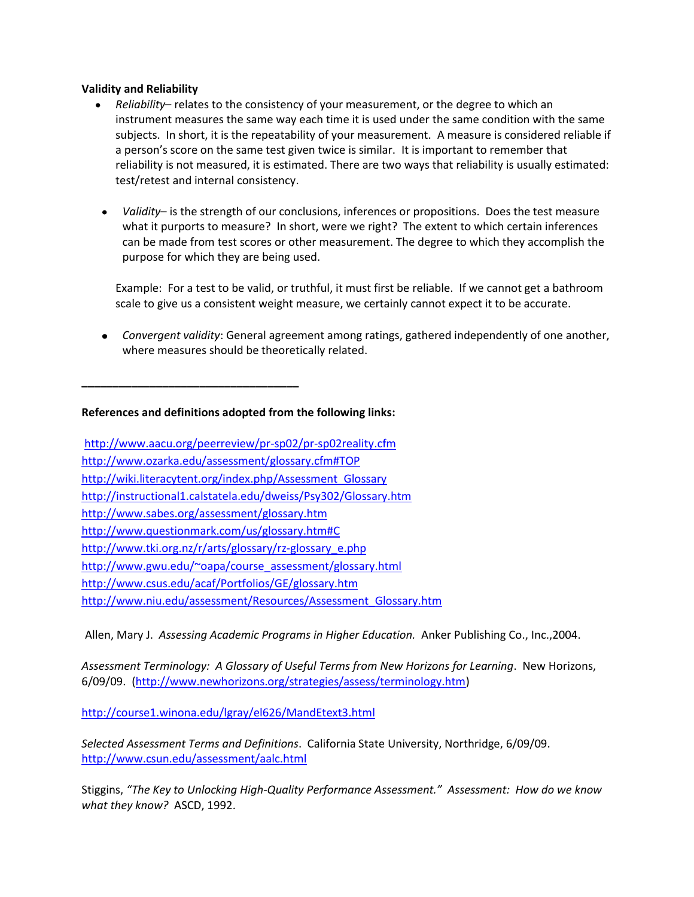**Validity and Reliability**

- *Reliability*– relates to the consistency of your measurement, or the degree to which an instrument measures the same way each time it is used under the same condition with the same subjects. In short, it is the repeatability of your measurement. A measure is considered reliable if a person's score on the same test given twice is similar. It is important to remember that reliability is not measured, it is estimated. There are two ways that reliability is usually estimated: test/retest and internal consistency.

- *Validity*– is the strength of our conclusions, inferences or propositions. Does the test measure what it purports to measure? In short, were we right? The extent to which certain inferences can be made from test scores or other measurement. The degree to which they accomplish the purpose for which they are being used.

  Example: For a test to be valid, or truthful, it must first be reliable. If we cannot get a bathroom scale to give us a consistent weight measure, we certainly cannot expect it to be accurate.

- *Convergent validity*: General agreement among ratings, gathered independently of one another, where measures should be theoretically related.

___________________________________

**References and definitions adopted from the following links:**

http://www.aacu.org/peerreview/pr-sp02/pr-sp02reality.cfm
http://www.ozarka.edu/assessment/glossary.cfm#TOP
http://wiki.literacytent.org/index.php/Assessment_Glossary
http://instructional1.calstatela.edu/dweiss/Psy302/Glossary.htm
http://www.sabes.org/assessment/glossary.htm
http://www.questionmark.com/us/glossary.htm#C
http://www.tki.org.nz/r/arts/glossary/rz-glossary_e.php
http://www.gwu.edu/~oapa/course_assessment/glossary.html
http://www.csus.edu/acaf/Portfolios/GE/glossary.htm
http://www.niu.edu/assessment/Resources/Assessment_Glossary.htm

Allen, Mary J. *Assessing Academic Programs in Higher Education.* Anker Publishing Co., Inc.,2004.

*Assessment Terminology: A Glossary of Useful Terms from New Horizons for Learning*. New Horizons, 6/09/09. (http://www.newhorizons.org/strategies/assess/terminology.htm)

http://course1.winona.edu/lgray/el626/MandEtext3.html

*Selected Assessment Terms and Definitions*. California State University, Northridge, 6/09/09. http://www.csun.edu/assessment/aalc.html

Stiggins, *"The Key to Unlocking High-Quality Performance Assessment." Assessment: How do we know what they know?* ASCD, 1992.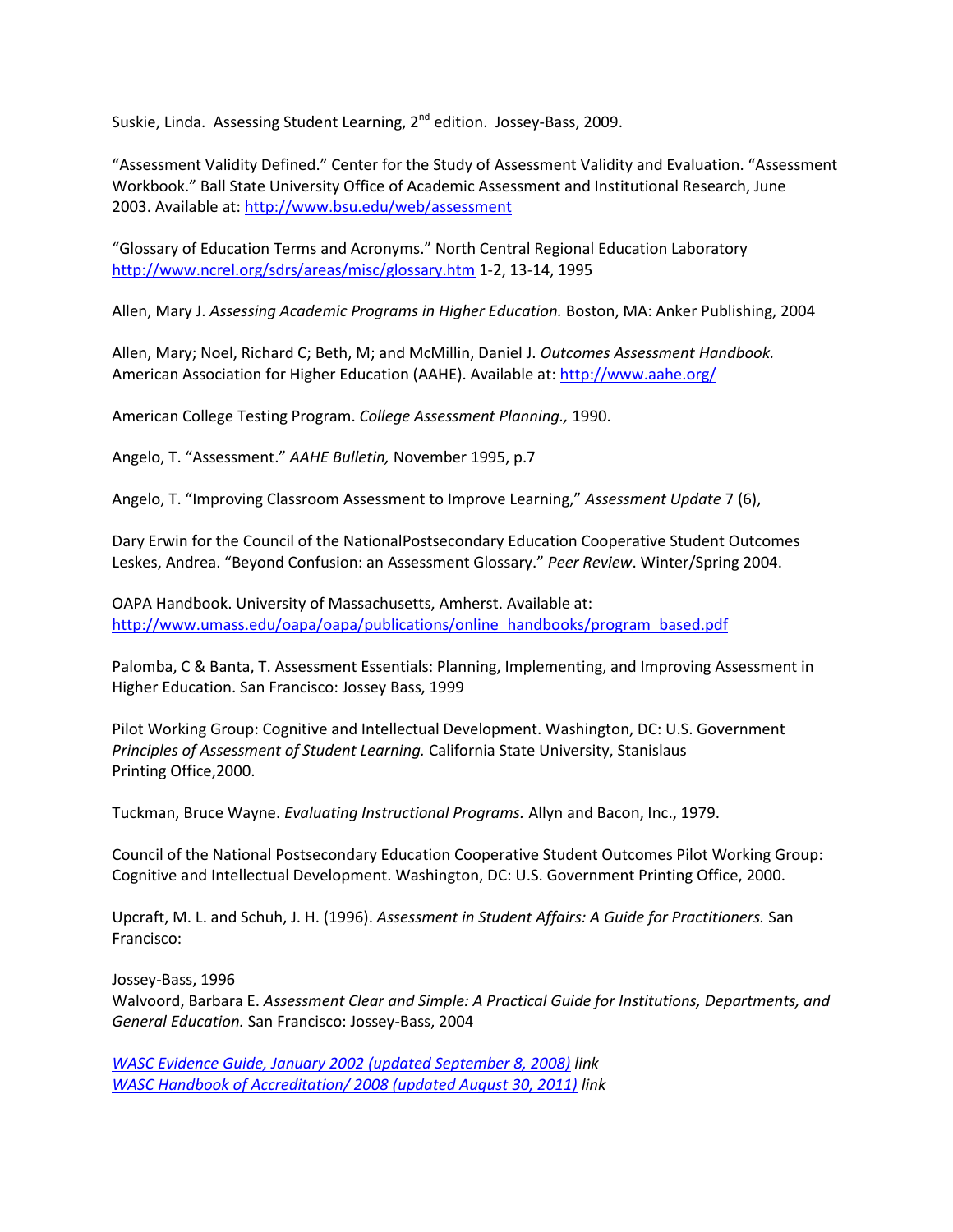Suskie, Linda. Assessing Student Learning, 2nd edition. Jossey-Bass, 2009.

"Assessment Validity Defined." Center for the Study of Assessment Validity and Evaluation. "Assessment Workbook." Ball State University Office of Academic Assessment and Institutional Research, June 2003. Available at: http://www.bsu.edu/web/assessment

"Glossary of Education Terms and Acronyms." North Central Regional Education Laboratory http://www.ncrel.org/sdrs/areas/misc/glossary.htm 1-2, 13-14, 1995

Allen, Mary J. *Assessing Academic Programs in Higher Education.* Boston, MA: Anker Publishing, 2004

Allen, Mary; Noel, Richard C; Beth, M; and McMillin, Daniel J. *Outcomes Assessment Handbook.* American Association for Higher Education (AAHE). Available at: http://www.aahe.org/

American College Testing Program. *College Assessment Planning.,* 1990.

Angelo, T. "Assessment." *AAHE Bulletin,* November 1995, p.7

Angelo, T. "Improving Classroom Assessment to Improve Learning," *Assessment Update* 7 (6),

Dary Erwin for the Council of the NationalPostsecondary Education Cooperative Student Outcomes Leskes, Andrea. "Beyond Confusion: an Assessment Glossary." *Peer Review*. Winter/Spring 2004.

OAPA Handbook. University of Massachusetts, Amherst. Available at: http://www.umass.edu/oapa/oapa/publications/online_handbooks/program_based.pdf

Palomba, C & Banta, T. Assessment Essentials: Planning, Implementing, and Improving Assessment in Higher Education. San Francisco: Jossey Bass, 1999

Pilot Working Group: Cognitive and Intellectual Development. Washington, DC: U.S. Government *Principles of Assessment of Student Learning.* California State University, Stanislaus Printing Office,2000.

Tuckman, Bruce Wayne. *Evaluating Instructional Programs.* Allyn and Bacon, Inc., 1979.

Council of the National Postsecondary Education Cooperative Student Outcomes Pilot Working Group: Cognitive and Intellectual Development. Washington, DC: U.S. Government Printing Office, 2000.

Upcraft, M. L. and Schuh, J. H. (1996). *Assessment in Student Affairs: A Guide for Practitioners.* San Francisco:

Jossey-Bass, 1996
Walvoord, Barbara E. *Assessment Clear and Simple: A Practical Guide for Institutions, Departments, and General Education.* San Francisco: Jossey-Bass, 2004

*WASC Evidence Guide, January 2002 (updated September 8, 2008) link*
*WASC Handbook of Accreditation/ 2008 (updated August 30, 2011) link*